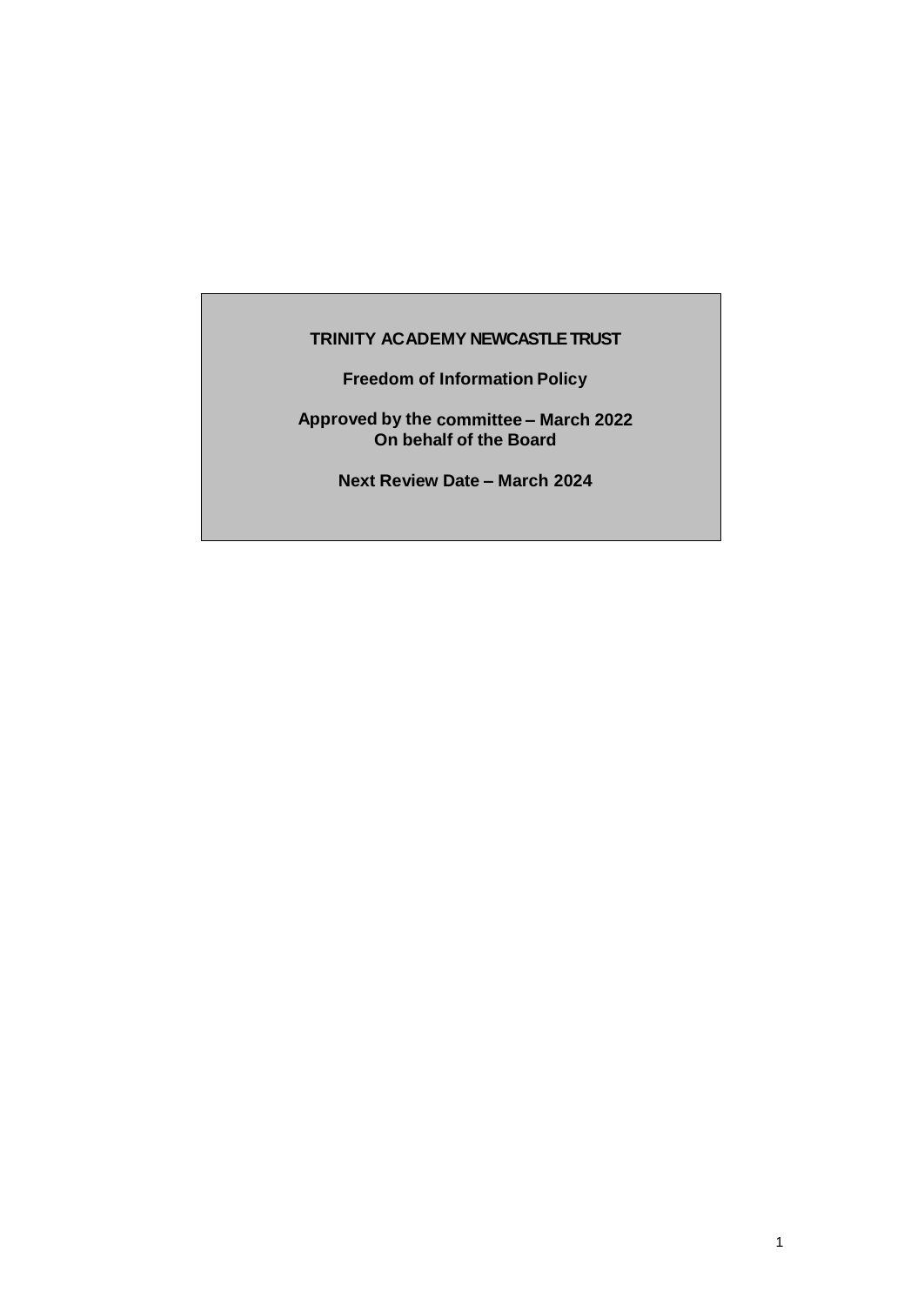**TRINITY ACADEMY NEWCASTLE TRUST**

**Freedom of Information Policy**

**Approved by the committee – March 2022**
**On behalf of the Board**

**Next Review Date – March 2024**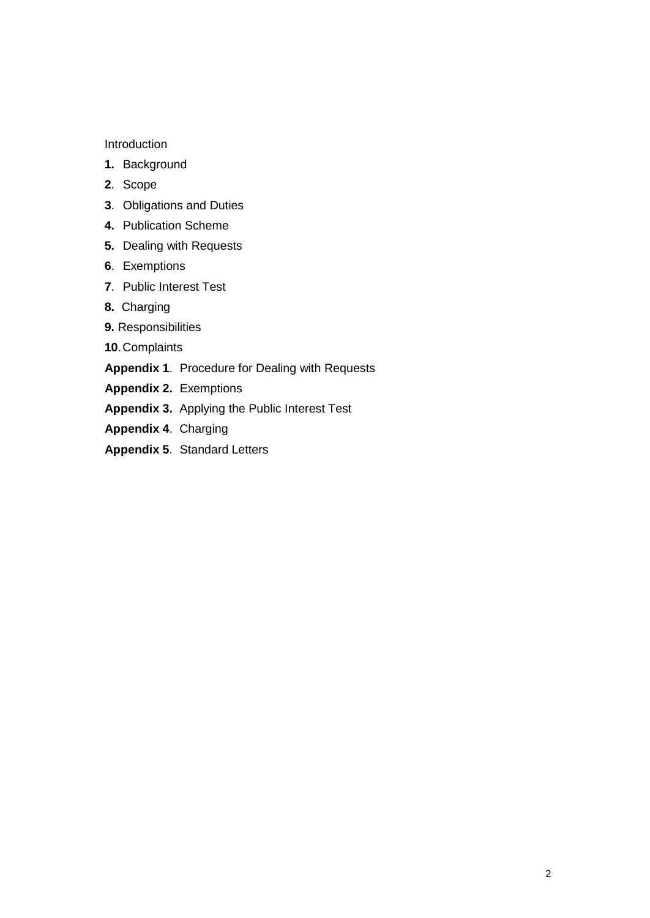Introduction

**1.** Background

**2**. Scope

**3**. Obligations and Duties

**4.** Publication Scheme

**5.** Dealing with Requests

**6**. Exemptions

**7**. Public Interest Test

**8.** Charging

**9.** Responsibilities

**10**. Complaints

**Appendix 1**. Procedure for Dealing with Requests

**Appendix 2.** Exemptions

**Appendix 3.** Applying the Public Interest Test

**Appendix 4**. Charging

**Appendix 5**. Standard Letters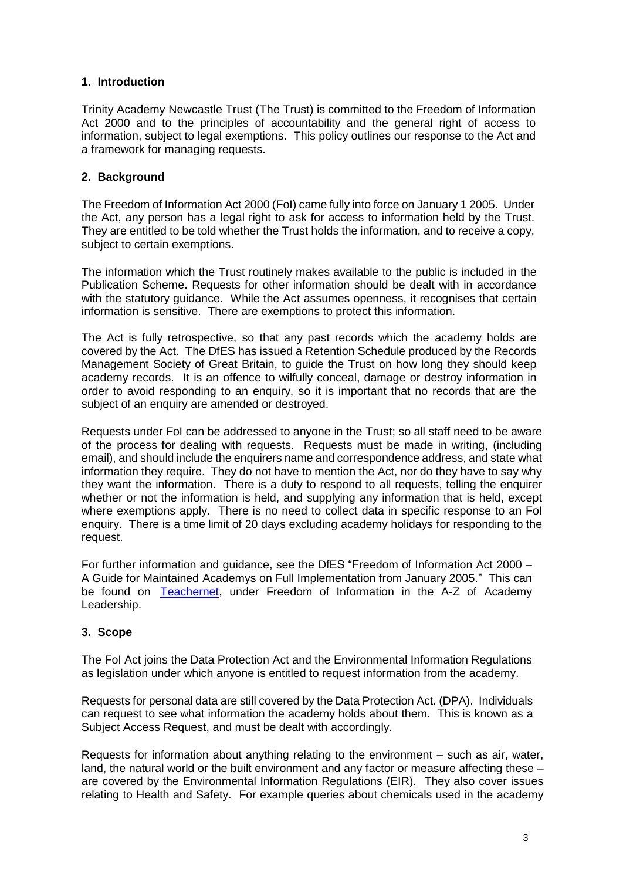## 1. Introduction

Trinity Academy Newcastle Trust (The Trust) is committed to the Freedom of Information Act 2000 and to the principles of accountability and the general right of access to information, subject to legal exemptions. This policy outlines our response to the Act and a framework for managing requests.

## 2. Background

The Freedom of Information Act 2000 (FoI) came fully into force on January 1 2005. Under the Act, any person has a legal right to ask for access to information held by the Trust. They are entitled to be told whether the Trust holds the information, and to receive a copy, subject to certain exemptions.

The information which the Trust routinely makes available to the public is included in the Publication Scheme. Requests for other information should be dealt with in accordance with the statutory guidance. While the Act assumes openness, it recognises that certain information is sensitive. There are exemptions to protect this information.

The Act is fully retrospective, so that any past records which the academy holds are covered by the Act. The DfES has issued a Retention Schedule produced by the Records Management Society of Great Britain, to guide the Trust on how long they should keep academy records. It is an offence to wilfully conceal, damage or destroy information in order to avoid responding to an enquiry, so it is important that no records that are the subject of an enquiry are amended or destroyed.

Requests under FoI can be addressed to anyone in the Trust; so all staff need to be aware of the process for dealing with requests. Requests must be made in writing, (including email), and should include the enquirers name and correspondence address, and state what information they require. They do not have to mention the Act, nor do they have to say why they want the information. There is a duty to respond to all requests, telling the enquirer whether or not the information is held, and supplying any information that is held, except where exemptions apply. There is no need to collect data in specific response to an FoI enquiry. There is a time limit of 20 days excluding academy holidays for responding to the request.

For further information and guidance, see the DfES "Freedom of Information Act 2000 – A Guide for Maintained Academys on Full Implementation from January 2005." This can be found on Teachernet, under Freedom of Information in the A-Z of Academy Leadership.

## 3. Scope

The FoI Act joins the Data Protection Act and the Environmental Information Regulations as legislation under which anyone is entitled to request information from the academy.

Requests for personal data are still covered by the Data Protection Act. (DPA). Individuals can request to see what information the academy holds about them. This is known as a Subject Access Request, and must be dealt with accordingly.

Requests for information about anything relating to the environment – such as air, water, land, the natural world or the built environment and any factor or measure affecting these – are covered by the Environmental Information Regulations (EIR). They also cover issues relating to Health and Safety. For example queries about chemicals used in the academy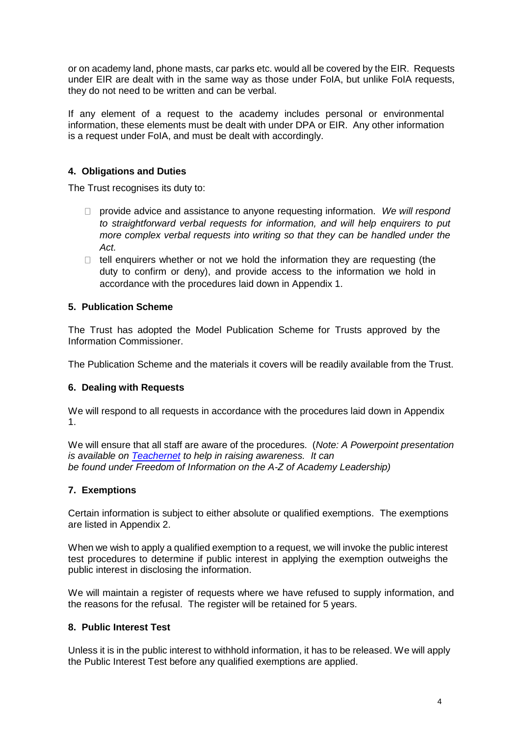or on academy land, phone masts, car parks etc. would all be covered by the EIR. Requests under EIR are dealt with in the same way as those under FoIA, but unlike FoIA requests, they do not need to be written and can be verbal.

If any element of a request to the academy includes personal or environmental information, these elements must be dealt with under DPA or EIR. Any other information is a request under FoIA, and must be dealt with accordingly.

## 4. Obligations and Duties

The Trust recognises its duty to:

- provide advice and assistance to anyone requesting information. *We will respond to straightforward verbal requests for information, and will help enquirers to put more complex verbal requests into writing so that they can be handled under the Act.*
- tell enquirers whether or not we hold the information they are requesting (the duty to confirm or deny), and provide access to the information we hold in accordance with the procedures laid down in Appendix 1.

## 5. Publication Scheme

The Trust has adopted the Model Publication Scheme for Trusts approved by the Information Commissioner.

The Publication Scheme and the materials it covers will be readily available from the Trust.

## 6. Dealing with Requests

We will respond to all requests in accordance with the procedures laid down in Appendix 1.

We will ensure that all staff are aware of the procedures. (*Note: A Powerpoint presentation is available on Teachernet to help in raising awareness. It can be found under Freedom of Information on the A-Z of Academy Leadership)*

## 7. Exemptions

Certain information is subject to either absolute or qualified exemptions. The exemptions are listed in Appendix 2.

When we wish to apply a qualified exemption to a request, we will invoke the public interest test procedures to determine if public interest in applying the exemption outweighs the public interest in disclosing the information.

We will maintain a register of requests where we have refused to supply information, and the reasons for the refusal. The register will be retained for 5 years.

## 8. Public Interest Test

Unless it is in the public interest to withhold information, it has to be released. We will apply the Public Interest Test before any qualified exemptions are applied.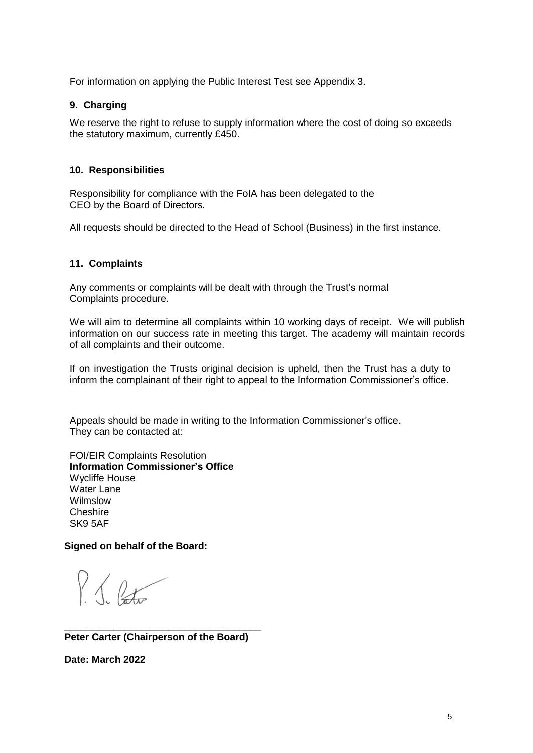For information on applying the Public Interest Test see Appendix 3.

## 9. Charging

We reserve the right to refuse to supply information where the cost of doing so exceeds the statutory maximum, currently £450.

## 10. Responsibilities

Responsibility for compliance with the FoIA has been delegated to the CEO by the Board of Directors.

All requests should be directed to the Head of School (Business) in the first instance.

## 11. Complaints

Any comments or complaints will be dealt with through the Trust's normal Complaints procedure.

We will aim to determine all complaints within 10 working days of receipt. We will publish information on our success rate in meeting this target. The academy will maintain records of all complaints and their outcome.

If on investigation the Trusts original decision is upheld, then the Trust has a duty to inform the complainant of their right to appeal to the Information Commissioner's office.

Appeals should be made in writing to the Information Commissioner's office. They can be contacted at:

FOI/EIR Complaints Resolution
**Information Commissioner's Office**
Wycliffe House
Water Lane
Wilmslow
Cheshire
SK9 5AF

**Signed on behalf of the Board:**

P. J. Carter

___________________________________

**Peter Carter (Chairperson of the Board)**

**Date: March 2022**